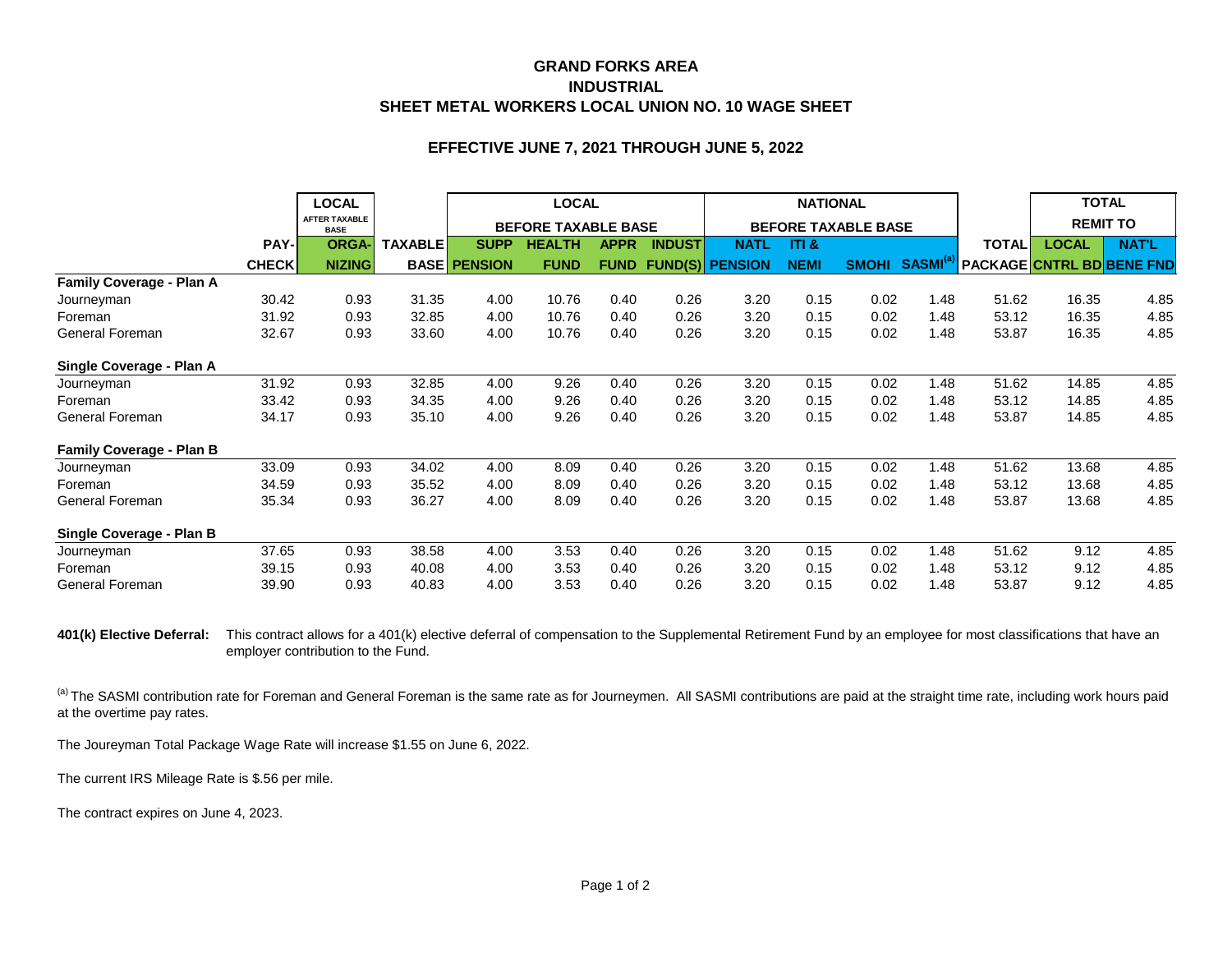# GRAND FORKS AREA
## INDUSTRIAL
## SHEET METAL WORKERS LOCAL UNION NO. 10 WAGE SHEET

### EFFECTIVE JUNE 7, 2021 THROUGH JUNE 5, 2022

| | | LOCAL AFTER TAXABLE BASE | | LOCAL BEFORE TAXABLE BASE | | | | NATIONAL BEFORE TAXABLE BASE | | | | | TOTAL REMIT TO | |
|---|---|---|---|---|---|---|---|---|---|---|---|---|---|---|
| | PAY-CHECK | ORGA-NIZING | TAXABLE BASE | SUPP PENSION | HEALTH FUND | APPR FUND | INDUST FUND(S) | NATL PENSION | ITI & NEMI | SMOHI | SASMI[(a)] | TOTAL PACKAGE | LOCAL CNTRL BD | NAT'L BENE FND |
| **Family Coverage - Plan A** | | | | | | | | | | | | | | |
| Journeyman | 30.42 | 0.93 | 31.35 | 4.00 | 10.76 | 0.40 | 0.26 | 3.20 | 0.15 | 0.02 | 1.48 | 51.62 | 16.35 | 4.85 |
| Foreman | 31.92 | 0.93 | 32.85 | 4.00 | 10.76 | 0.40 | 0.26 | 3.20 | 0.15 | 0.02 | 1.48 | 53.12 | 16.35 | 4.85 |
| General Foreman | 32.67 | 0.93 | 33.60 | 4.00 | 10.76 | 0.40 | 0.26 | 3.20 | 0.15 | 0.02 | 1.48 | 53.87 | 16.35 | 4.85 |
| **Single Coverage - Plan A** | | | | | | | | | | | | | | |
| Journeyman | 31.92 | 0.93 | 32.85 | 4.00 | 9.26 | 0.40 | 0.26 | 3.20 | 0.15 | 0.02 | 1.48 | 51.62 | 14.85 | 4.85 |
| Foreman | 33.42 | 0.93 | 34.35 | 4.00 | 9.26 | 0.40 | 0.26 | 3.20 | 0.15 | 0.02 | 1.48 | 53.12 | 14.85 | 4.85 |
| General Foreman | 34.17 | 0.93 | 35.10 | 4.00 | 9.26 | 0.40 | 0.26 | 3.20 | 0.15 | 0.02 | 1.48 | 53.87 | 14.85 | 4.85 |
| **Family Coverage - Plan B** | | | | | | | | | | | | | | |
| Journeyman | 33.09 | 0.93 | 34.02 | 4.00 | 8.09 | 0.40 | 0.26 | 3.20 | 0.15 | 0.02 | 1.48 | 51.62 | 13.68 | 4.85 |
| Foreman | 34.59 | 0.93 | 35.52 | 4.00 | 8.09 | 0.40 | 0.26 | 3.20 | 0.15 | 0.02 | 1.48 | 53.12 | 13.68 | 4.85 |
| General Foreman | 35.34 | 0.93 | 36.27 | 4.00 | 8.09 | 0.40 | 0.26 | 3.20 | 0.15 | 0.02 | 1.48 | 53.87 | 13.68 | 4.85 |
| **Single Coverage - Plan B** | | | | | | | | | | | | | | |
| Journeyman | 37.65 | 0.93 | 38.58 | 4.00 | 3.53 | 0.40 | 0.26 | 3.20 | 0.15 | 0.02 | 1.48 | 51.62 | 9.12 | 4.85 |
| Foreman | 39.15 | 0.93 | 40.08 | 4.00 | 3.53 | 0.40 | 0.26 | 3.20 | 0.15 | 0.02 | 1.48 | 53.12 | 9.12 | 4.85 |
| General Foreman | 39.90 | 0.93 | 40.83 | 4.00 | 3.53 | 0.40 | 0.26 | 3.20 | 0.15 | 0.02 | 1.48 | 53.87 | 9.12 | 4.85 |

**401(k) Elective Deferral:** This contract allows for a 401(k) elective deferral of compensation to the Supplemental Retirement Fund by an employee for most classifications that have an employer contribution to the Fund.

[(a)] The SASMI contribution rate for Foreman and General Foreman is the same rate as for Journeymen. All SASMI contributions are paid at the straight time rate, including work hours paid at the overtime pay rates.

The Joureyman Total Package Wage Rate will increase $1.55 on June 6, 2022.

The current IRS Mileage Rate is $.56 per mile.

The contract expires on June 4, 2023.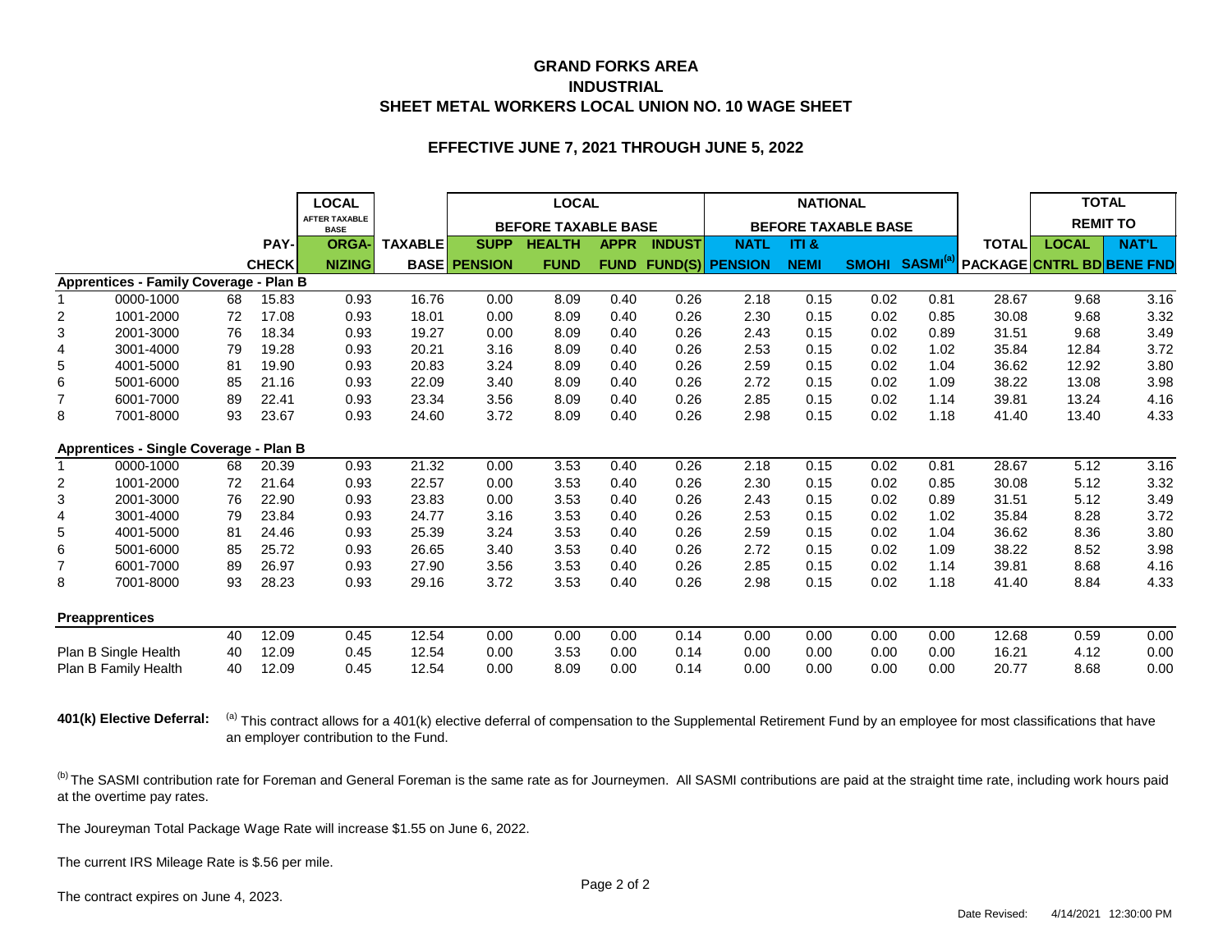## GRAND FORKS AREA
## INDUSTRIAL
## SHEET METAL WORKERS LOCAL UNION NO. 10 WAGE SHEET

### EFFECTIVE JUNE 7, 2021 THROUGH JUNE 5, 2022

| | | | | LOCAL AFTER TAXABLE BASE | | LOCAL BEFORE TAXABLE BASE | | | | NATIONAL BEFORE TAXABLE BASE | | | | | TOTAL REMIT TO | |
|---|---|---|---|---|---|---|---|---|---|---|---|---|---|---|---|---|
| | | | PAY-CHECK | ORGA-NIZING | TAXABLE BASE | SUPP PENSION | HEALTH FUND | APPR FUND | INDUST FUND(S) | NATL PENSION | ITI & NEMI | SMOHI | SASMI[a] | TOTAL PACKAGE | LOCAL CNTRL BD | NAT'L BENE FND |
| **Apprentices - Family Coverage - Plan B** | | | | | | | | | | | | | | | | |
| 1 | 0000-1000 | 68 | 15.83 | 0.93 | 16.76 | 0.00 | 8.09 | 0.40 | 0.26 | 2.18 | 0.15 | 0.02 | 0.81 | 28.67 | 9.68 | 3.16 |
| 2 | 1001-2000 | 72 | 17.08 | 0.93 | 18.01 | 0.00 | 8.09 | 0.40 | 0.26 | 2.30 | 0.15 | 0.02 | 0.85 | 30.08 | 9.68 | 3.32 |
| 3 | 2001-3000 | 76 | 18.34 | 0.93 | 19.27 | 0.00 | 8.09 | 0.40 | 0.26 | 2.43 | 0.15 | 0.02 | 0.89 | 31.51 | 9.68 | 3.49 |
| 4 | 3001-4000 | 79 | 19.28 | 0.93 | 20.21 | 3.16 | 8.09 | 0.40 | 0.26 | 2.53 | 0.15 | 0.02 | 1.02 | 35.84 | 12.84 | 3.72 |
| 5 | 4001-5000 | 81 | 19.90 | 0.93 | 20.83 | 3.24 | 8.09 | 0.40 | 0.26 | 2.59 | 0.15 | 0.02 | 1.04 | 36.62 | 12.92 | 3.80 |
| 6 | 5001-6000 | 85 | 21.16 | 0.93 | 22.09 | 3.40 | 8.09 | 0.40 | 0.26 | 2.72 | 0.15 | 0.02 | 1.09 | 38.22 | 13.08 | 3.98 |
| 7 | 6001-7000 | 89 | 22.41 | 0.93 | 23.34 | 3.56 | 8.09 | 0.40 | 0.26 | 2.85 | 0.15 | 0.02 | 1.14 | 39.81 | 13.24 | 4.16 |
| 8 | 7001-8000 | 93 | 23.67 | 0.93 | 24.60 | 3.72 | 8.09 | 0.40 | 0.26 | 2.98 | 0.15 | 0.02 | 1.18 | 41.40 | 13.40 | 4.33 |
| **Apprentices - Single Coverage - Plan B** | | | | | | | | | | | | | | | | |
| 1 | 0000-1000 | 68 | 20.39 | 0.93 | 21.32 | 0.00 | 3.53 | 0.40 | 0.26 | 2.18 | 0.15 | 0.02 | 0.81 | 28.67 | 5.12 | 3.16 |
| 2 | 1001-2000 | 72 | 21.64 | 0.93 | 22.57 | 0.00 | 3.53 | 0.40 | 0.26 | 2.30 | 0.15 | 0.02 | 0.85 | 30.08 | 5.12 | 3.32 |
| 3 | 2001-3000 | 76 | 22.90 | 0.93 | 23.83 | 0.00 | 3.53 | 0.40 | 0.26 | 2.43 | 0.15 | 0.02 | 0.89 | 31.51 | 5.12 | 3.49 |
| 4 | 3001-4000 | 79 | 23.84 | 0.93 | 24.77 | 3.16 | 3.53 | 0.40 | 0.26 | 2.53 | 0.15 | 0.02 | 1.02 | 35.84 | 8.28 | 3.72 |
| 5 | 4001-5000 | 81 | 24.46 | 0.93 | 25.39 | 3.24 | 3.53 | 0.40 | 0.26 | 2.59 | 0.15 | 0.02 | 1.04 | 36.62 | 8.36 | 3.80 |
| 6 | 5001-6000 | 85 | 25.72 | 0.93 | 26.65 | 3.40 | 3.53 | 0.40 | 0.26 | 2.72 | 0.15 | 0.02 | 1.09 | 38.22 | 8.52 | 3.98 |
| 7 | 6001-7000 | 89 | 26.97 | 0.93 | 27.90 | 3.56 | 3.53 | 0.40 | 0.26 | 2.85 | 0.15 | 0.02 | 1.14 | 39.81 | 8.68 | 4.16 |
| 8 | 7001-8000 | 93 | 28.23 | 0.93 | 29.16 | 3.72 | 3.53 | 0.40 | 0.26 | 2.98 | 0.15 | 0.02 | 1.18 | 41.40 | 8.84 | 4.33 |
| **Preapprentices** | | | | | | | | | | | | | | | | |
| | | 40 | 12.09 | 0.45 | 12.54 | 0.00 | 0.00 | 0.00 | 0.14 | 0.00 | 0.00 | 0.00 | 0.00 | 12.68 | 0.59 | 0.00 |
| Plan B Single Health | | 40 | 12.09 | 0.45 | 12.54 | 0.00 | 3.53 | 0.00 | 0.14 | 0.00 | 0.00 | 0.00 | 0.00 | 16.21 | 4.12 | 0.00 |
| Plan B Family Health | | 40 | 12.09 | 0.45 | 12.54 | 0.00 | 8.09 | 0.00 | 0.14 | 0.00 | 0.00 | 0.00 | 0.00 | 20.77 | 8.68 | 0.00 |

**401(k) Elective Deferral:** [a] This contract allows for a 401(k) elective deferral of compensation to the Supplemental Retirement Fund by an employee for most classifications that have an employer contribution to the Fund.

[b] The SASMI contribution rate for Foreman and General Foreman is the same rate as for Journeymen. All SASMI contributions are paid at the straight time rate, including work hours paid at the overtime pay rates.

The Joureyman Total Package Wage Rate will increase $1.55 on June 6, 2022.

The current IRS Mileage Rate is $.56 per mile.

The contract expires on June 4, 2023.

Date Revised: 4/14/2021 12:30:00 PM